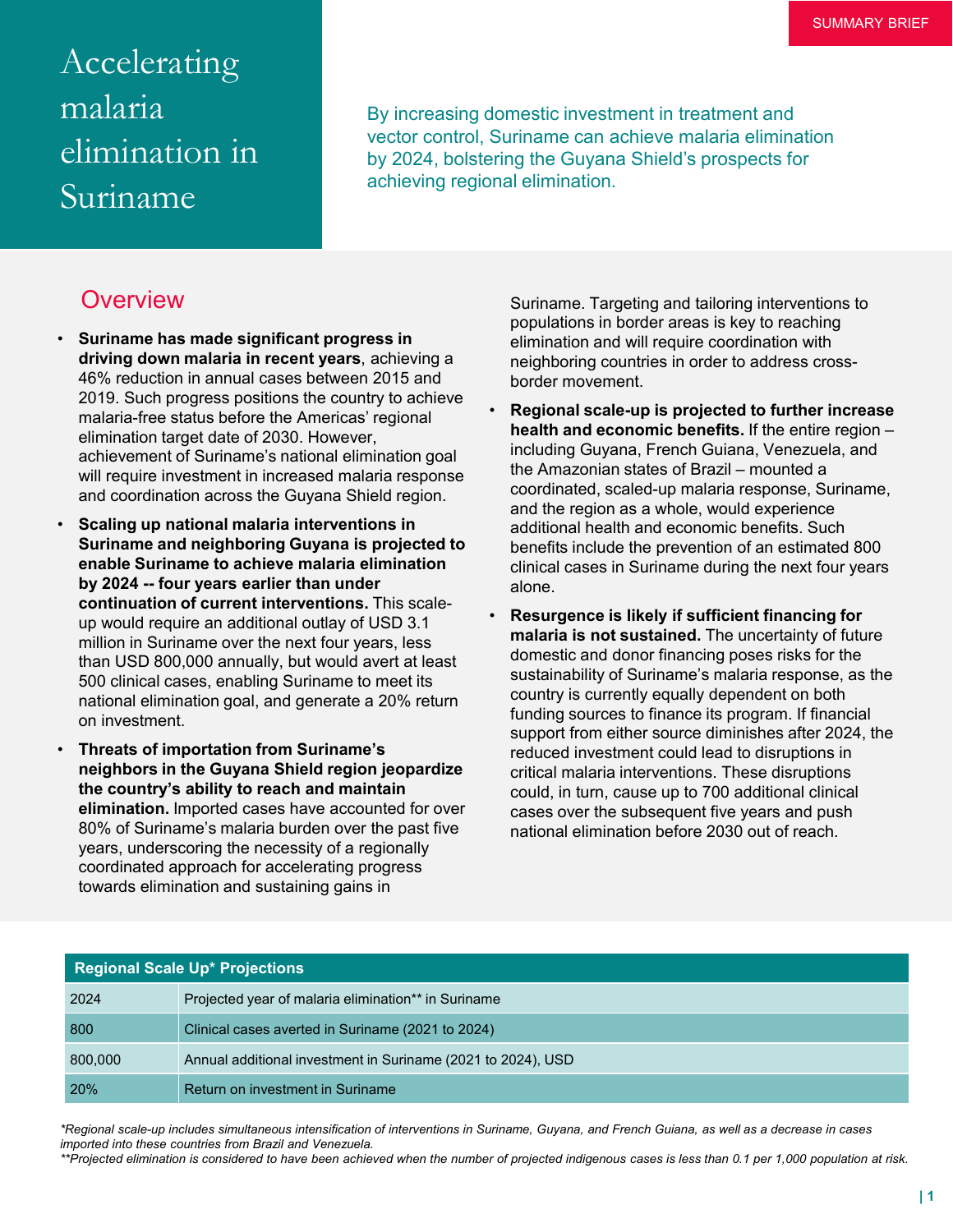SUMMARY BRIEF

# Accelerating malaria elimination in Suriname

By increasing domestic investment in treatment and vector control, Suriname can achieve malaria elimination by 2024, bolstering the Guyana Shield's prospects for achieving regional elimination.

## Overview

- **Suriname has made significant progress in driving down malaria in recent years**, achieving a 46% reduction in annual cases between 2015 and 2019. Such progress positions the country to achieve malaria-free status before the Americas' regional elimination target date of 2030. However, achievement of Suriname's national elimination goal will require investment in increased malaria response and coordination across the Guyana Shield region.
- **Scaling up national malaria interventions in Suriname and neighboring Guyana is projected to enable Suriname to achieve malaria elimination by 2024 -- four years earlier than under continuation of current interventions.** This scale-up would require an additional outlay of USD 3.1 million in Suriname over the next four years, less than USD 800,000 annually, but would avert at least 500 clinical cases, enabling Suriname to meet its national elimination goal, and generate a 20% return on investment.
- **Threats of importation from Suriname's neighbors in the Guyana Shield region jeopardize the country's ability to reach and maintain elimination.** Imported cases have accounted for over 80% of Suriname's malaria burden over the past five years, underscoring the necessity of a regionally coordinated approach for accelerating progress towards elimination and sustaining gains in Suriname. Targeting and tailoring interventions to populations in border areas is key to reaching elimination and will require coordination with neighboring countries in order to address cross-border movement.
- **Regional scale-up is projected to further increase health and economic benefits.** If the entire region – including Guyana, French Guiana, Venezuela, and the Amazonian states of Brazil – mounted a coordinated, scaled-up malaria response, Suriname, and the region as a whole, would experience additional health and economic benefits. Such benefits include the prevention of an estimated 800 clinical cases in Suriname during the next four years alone.
- **Resurgence is likely if sufficient financing for malaria is not sustained.** The uncertainty of future domestic and donor financing poses risks for the sustainability of Suriname's malaria response, as the country is currently equally dependent on both funding sources to finance its program. If financial support from either source diminishes after 2024, the reduced investment could lead to disruptions in critical malaria interventions. These disruptions could, in turn, cause up to 700 additional clinical cases over the subsequent five years and push national elimination before 2030 out of reach.

| Regional Scale Up* Projections | |
|---|---|
| 2024 | Projected year of malaria elimination** in Suriname |
| 800 | Clinical cases averted in Suriname (2021 to 2024) |
| 800,000 | Annual additional investment in Suriname (2021 to 2024), USD |
| 20% | Return on investment in Suriname |

*Regional scale-up includes simultaneous intensification of interventions in Suriname, Guyana, and French Guiana, as well as a decrease in cases imported into these countries from Brazil and Venezuela.*
***Projected elimination is considered to have been achieved when the number of projected indigenous cases is less than 0.1 per 1,000 population at risk.*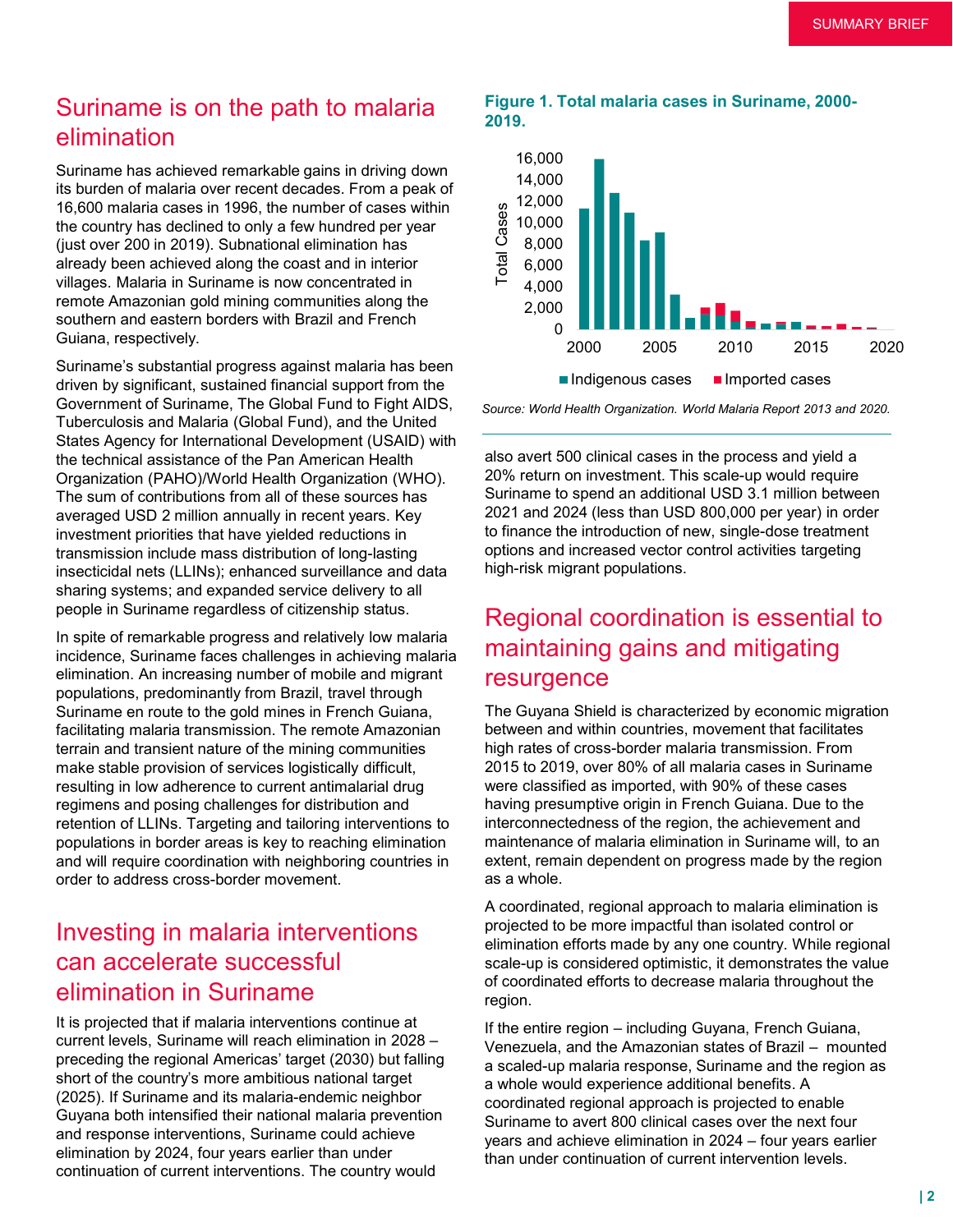## Suriname is on the path to malaria elimination

Suriname has achieved remarkable gains in driving down its burden of malaria over recent decades. From a peak of 16,600 malaria cases in 1996, the number of cases within the country has declined to only a few hundred per year (just over 200 in 2019). Subnational elimination has already been achieved along the coast and in interior villages. Malaria in Suriname is now concentrated in remote Amazonian gold mining communities along the southern and eastern borders with Brazil and French Guiana, respectively.

Suriname's substantial progress against malaria has been driven by significant, sustained financial support from the Government of Suriname, The Global Fund to Fight AIDS, Tuberculosis and Malaria (Global Fund), and the United States Agency for International Development (USAID) with the technical assistance of the Pan American Health Organization (PAHO)/World Health Organization (WHO). The sum of contributions from all of these sources has averaged USD 2 million annually in recent years. Key investment priorities that have yielded reductions in transmission include mass distribution of long-lasting insecticidal nets (LLINs); enhanced surveillance and data sharing systems; and expanded service delivery to all people in Suriname regardless of citizenship status.

In spite of remarkable progress and relatively low malaria incidence, Suriname faces challenges in achieving malaria elimination. An increasing number of mobile and migrant populations, predominantly from Brazil, travel through Suriname en route to the gold mines in French Guiana, facilitating malaria transmission. The remote Amazonian terrain and transient nature of the mining communities make stable provision of services logistically difficult, resulting in low adherence to current antimalarial drug regimens and posing challenges for distribution and retention of LLINs. Targeting and tailoring interventions to populations in border areas is key to reaching elimination and will require coordination with neighboring countries in order to address cross-border movement.

## Investing in malaria interventions can accelerate successful elimination in Suriname

It is projected that if malaria interventions continue at current levels, Suriname will reach elimination in 2028 – preceding the regional Americas' target (2030) but falling short of the country's more ambitious national target (2025). If Suriname and its malaria-endemic neighbor Guyana both intensified their national malaria prevention and response interventions, Suriname could achieve elimination by 2024, four years earlier than under continuation of current interventions. The country would also avert 500 clinical cases in the process and yield a 20% return on investment. This scale-up would require Suriname to spend an additional USD 3.1 million between 2021 and 2024 (less than USD 800,000 per year) in order to finance the introduction of new, single-dose treatment options and increased vector control activities targeting high-risk migrant populations.

**Figure 1. Total malaria cases in Suriname, 2000-2019.**

*Source: World Health Organization. World Malaria Report 2013 and 2020.*

## Regional coordination is essential to maintaining gains and mitigating resurgence

The Guyana Shield is characterized by economic migration between and within countries, movement that facilitates high rates of cross-border malaria transmission. From 2015 to 2019, over 80% of all malaria cases in Suriname were classified as imported, with 90% of these cases having presumptive origin in French Guiana. Due to the interconnectedness of the region, the achievement and maintenance of malaria elimination in Suriname will, to an extent, remain dependent on progress made by the region as a whole.

A coordinated, regional approach to malaria elimination is projected to be more impactful than isolated control or elimination efforts made by any one country. While regional scale-up is considered optimistic, it demonstrates the value of coordinated efforts to decrease malaria throughout the region.

If the entire region – including Guyana, French Guiana, Venezuela, and the Amazonian states of Brazil – mounted a scaled-up malaria response, Suriname and the region as a whole would experience additional benefits. A coordinated regional approach is projected to enable Suriname to avert 800 clinical cases over the next four years and achieve elimination in 2024 – four years earlier than under continuation of current intervention levels.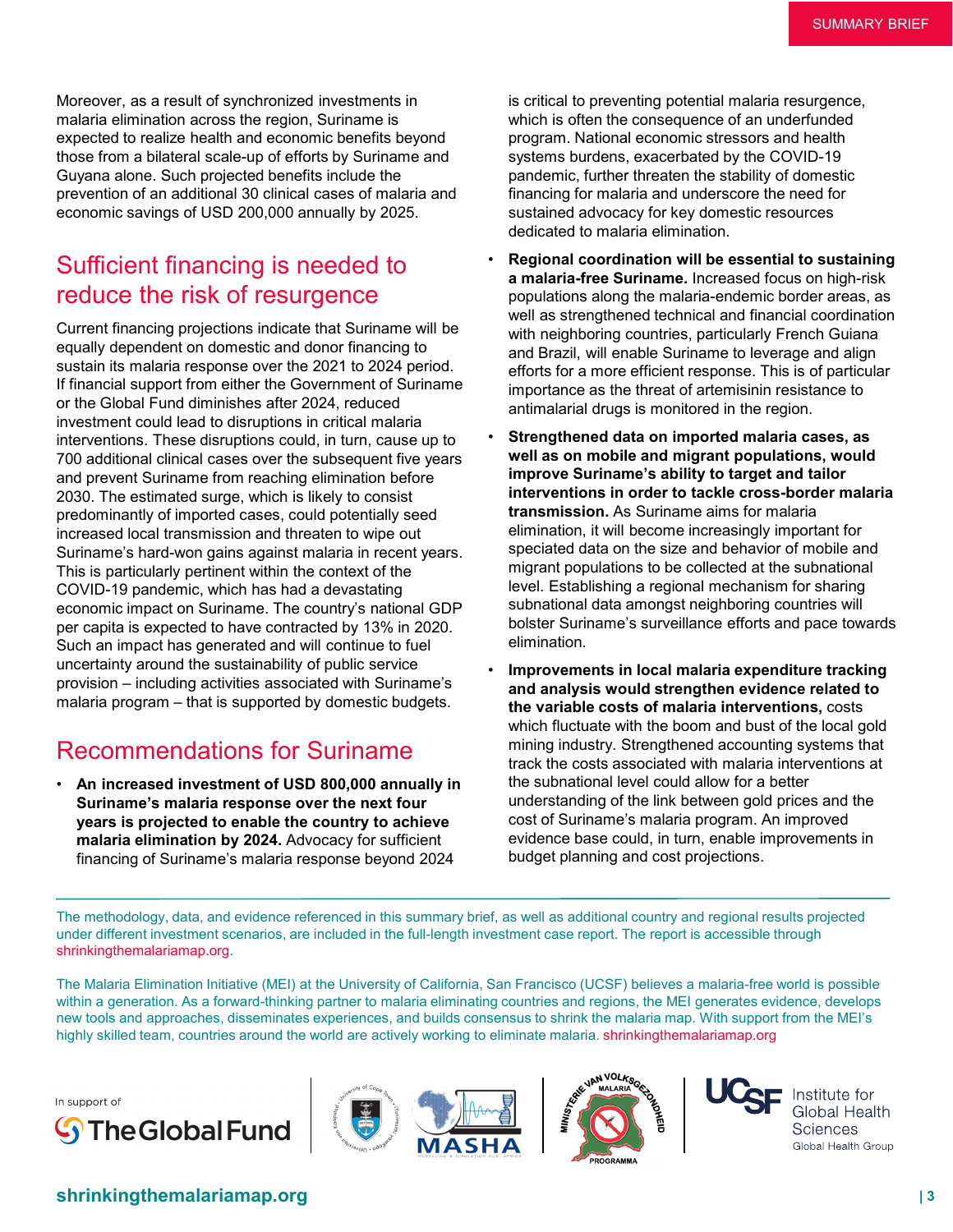Moreover, as a result of synchronized investments in malaria elimination across the region, Suriname is expected to realize health and economic benefits beyond those from a bilateral scale-up of efforts by Suriname and Guyana alone. Such projected benefits include the prevention of an additional 30 clinical cases of malaria and economic savings of USD 200,000 annually by 2025.

## Sufficient financing is needed to reduce the risk of resurgence

Current financing projections indicate that Suriname will be equally dependent on domestic and donor financing to sustain its malaria response over the 2021 to 2024 period. If financial support from either the Government of Suriname or the Global Fund diminishes after 2024, reduced investment could lead to disruptions in critical malaria interventions. These disruptions could, in turn, cause up to 700 additional clinical cases over the subsequent five years and prevent Suriname from reaching elimination before 2030. The estimated surge, which is likely to consist predominantly of imported cases, could potentially seed increased local transmission and threaten to wipe out Suriname's hard-won gains against malaria in recent years. This is particularly pertinent within the context of the COVID-19 pandemic, which has had a devastating economic impact on Suriname. The country's national GDP per capita is expected to have contracted by 13% in 2020. Such an impact has generated and will continue to fuel uncertainty around the sustainability of public service provision – including activities associated with Suriname's malaria program – that is supported by domestic budgets.

## Recommendations for Suriname

- **An increased investment of USD 800,000 annually in Suriname's malaria response over the next four years is projected to enable the country to achieve malaria elimination by 2024.** Advocacy for sufficient financing of Suriname's malaria response beyond 2024 is critical to preventing potential malaria resurgence, which is often the consequence of an underfunded program. National economic stressors and health systems burdens, exacerbated by the COVID-19 pandemic, further threaten the stability of domestic financing for malaria and underscore the need for sustained advocacy for key domestic resources dedicated to malaria elimination.
- **Regional coordination will be essential to sustaining a malaria-free Suriname.** Increased focus on high-risk populations along the malaria-endemic border areas, as well as strengthened technical and financial coordination with neighboring countries, particularly French Guiana and Brazil, will enable Suriname to leverage and align efforts for a more efficient response. This is of particular importance as the threat of artemisinin resistance to antimalarial drugs is monitored in the region.
- **Strengthened data on imported malaria cases, as well as on mobile and migrant populations, would improve Suriname's ability to target and tailor interventions in order to tackle cross-border malaria transmission.** As Suriname aims for malaria elimination, it will become increasingly important for speciated data on the size and behavior of mobile and migrant populations to be collected at the subnational level. Establishing a regional mechanism for sharing subnational data amongst neighboring countries will bolster Suriname's surveillance efforts and pace towards elimination.
- **Improvements in local malaria expenditure tracking and analysis would strengthen evidence related to the variable costs of malaria interventions,** costs which fluctuate with the boom and bust of the local gold mining industry. Strengthened accounting systems that track the costs associated with malaria interventions at the subnational level could allow for a better understanding of the link between gold prices and the cost of Suriname's malaria program. An improved evidence base could, in turn, enable improvements in budget planning and cost projections.

---

The methodology, data, and evidence referenced in this summary brief, as well as additional country and regional results projected under different investment scenarios, are included in the full-length investment case report. The report is accessible through shrinkingthemalariamap.org.

The Malaria Elimination Initiative (MEI) at the University of California, San Francisco (UCSF) believes a malaria-free world is possible within a generation. As a forward-thinking partner to malaria eliminating countries and regions, the MEI generates evidence, develops new tools and approaches, disseminates experiences, and builds consensus to shrink the malaria map. With support from the MEI's highly skilled team, countries around the world are actively working to eliminate malaria. shrinkingthemalariamap.org

In support of The Global Fund

MASHA

UCSF Institute for Global Health Sciences
Global Health Group